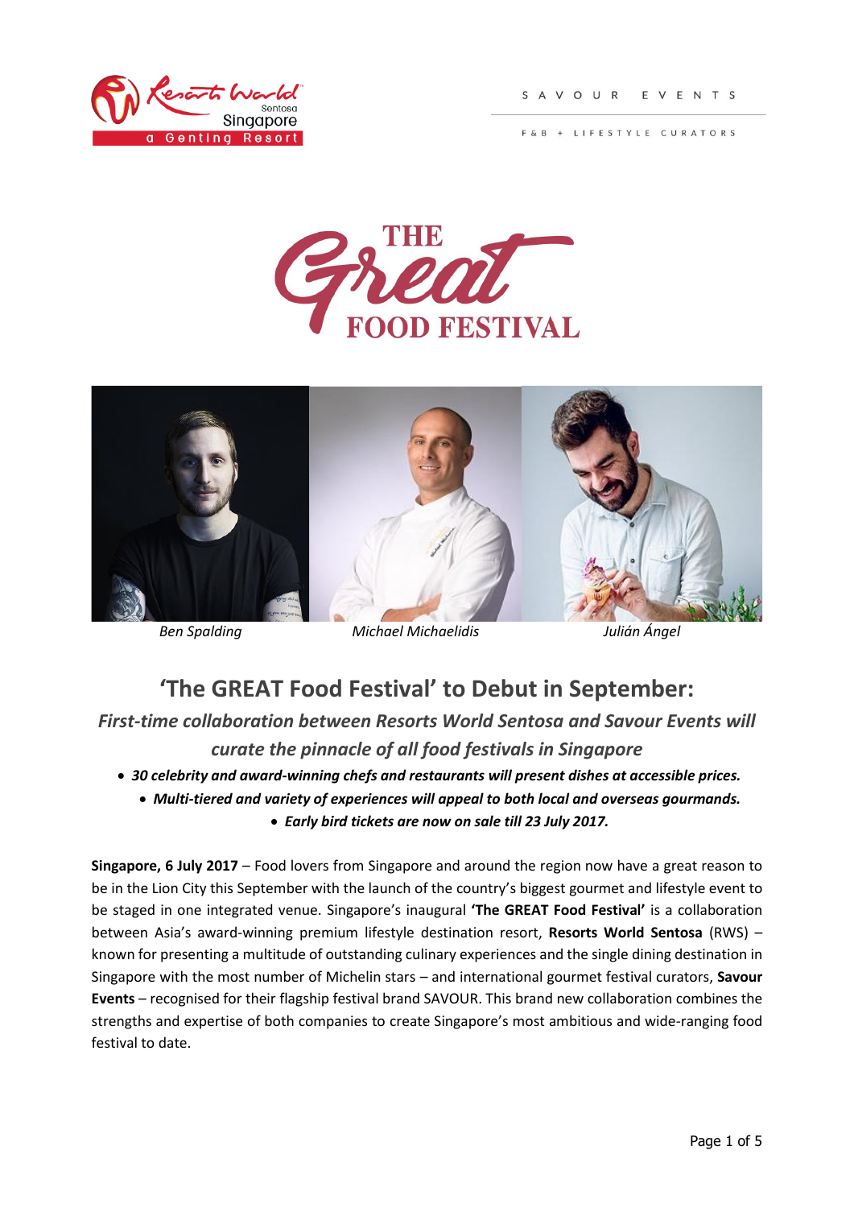SAVOUR EVENTS

F&B + LIFESTYLE CURATORS

Ben Spalding Michael Michaelidis Julián Ángel

# 'The GREAT Food Festival' to Debut in September:

## *First-time collaboration between Resorts World Sentosa and Savour Events will curate the pinnacle of all food festivals in Singapore*

- ***30 celebrity and award-winning chefs and restaurants will present dishes at accessible prices.***
- ***Multi-tiered and variety of experiences will appeal to both local and overseas gourmands.***
- ***Early bird tickets are now on sale till 23 July 2017.***

**Singapore, 6 July 2017** – Food lovers from Singapore and around the region now have a great reason to be in the Lion City this September with the launch of the country's biggest gourmet and lifestyle event to be staged in one integrated venue. Singapore's inaugural **'The GREAT Food Festival'** is a collaboration between Asia's award-winning premium lifestyle destination resort, **Resorts World Sentosa** (RWS) – known for presenting a multitude of outstanding culinary experiences and the single dining destination in Singapore with the most number of Michelin stars – and international gourmet festival curators, **Savour Events** – recognised for their flagship festival brand SAVOUR. This brand new collaboration combines the strengths and expertise of both companies to create Singapore's most ambitious and wide-ranging food festival to date.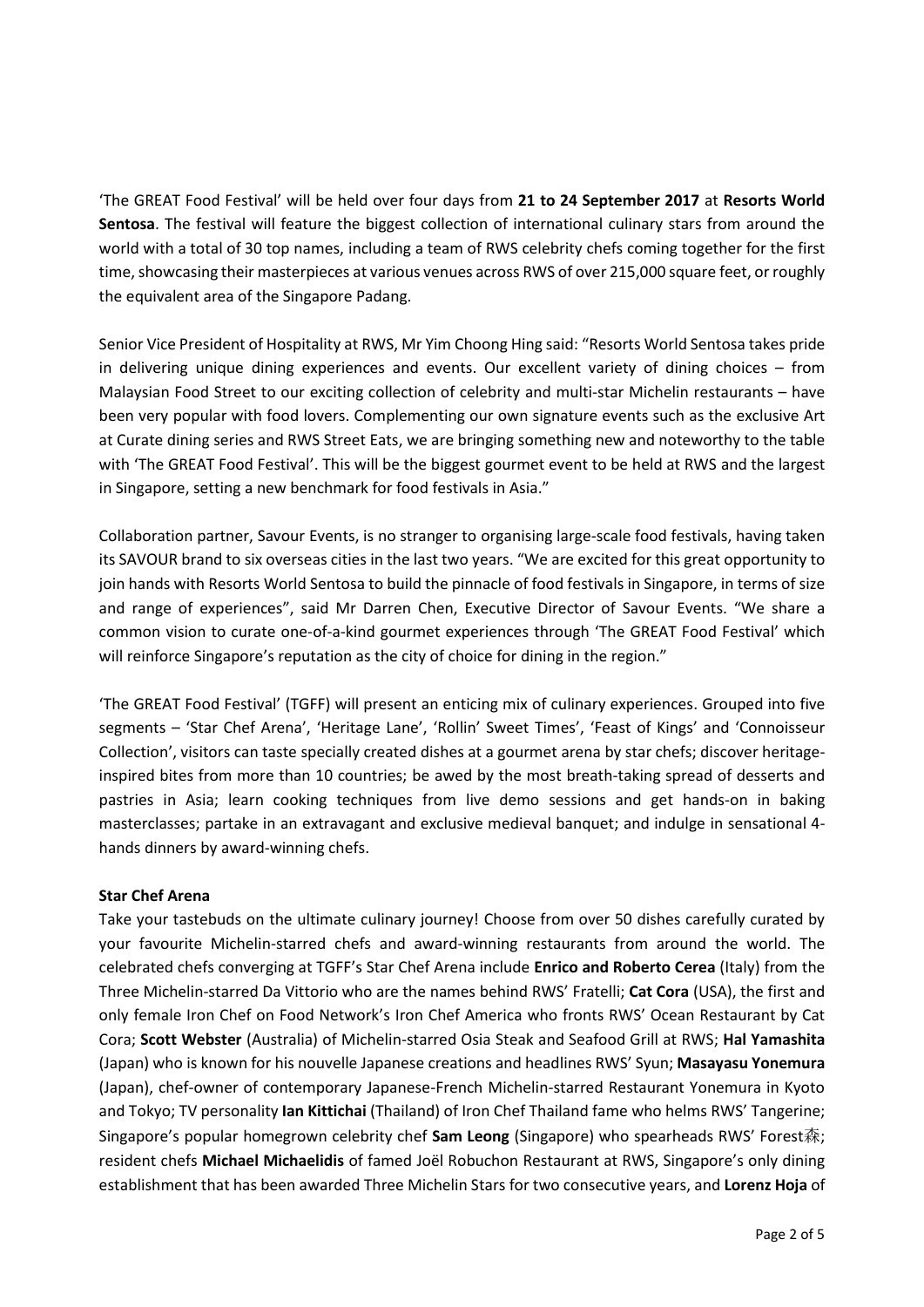'The GREAT Food Festival' will be held over four days from **21 to 24 September 2017** at **Resorts World Sentosa**. The festival will feature the biggest collection of international culinary stars from around the world with a total of 30 top names, including a team of RWS celebrity chefs coming together for the first time, showcasing their masterpieces at various venues across RWS of over 215,000 square feet, or roughly the equivalent area of the Singapore Padang.

Senior Vice President of Hospitality at RWS, Mr Yim Choong Hing said: "Resorts World Sentosa takes pride in delivering unique dining experiences and events. Our excellent variety of dining choices – from Malaysian Food Street to our exciting collection of celebrity and multi-star Michelin restaurants – have been very popular with food lovers. Complementing our own signature events such as the exclusive Art at Curate dining series and RWS Street Eats, we are bringing something new and noteworthy to the table with 'The GREAT Food Festival'. This will be the biggest gourmet event to be held at RWS and the largest in Singapore, setting a new benchmark for food festivals in Asia."

Collaboration partner, Savour Events, is no stranger to organising large-scale food festivals, having taken its SAVOUR brand to six overseas cities in the last two years. "We are excited for this great opportunity to join hands with Resorts World Sentosa to build the pinnacle of food festivals in Singapore, in terms of size and range of experiences", said Mr Darren Chen, Executive Director of Savour Events. "We share a common vision to curate one-of-a-kind gourmet experiences through 'The GREAT Food Festival' which will reinforce Singapore's reputation as the city of choice for dining in the region."

'The GREAT Food Festival' (TGFF) will present an enticing mix of culinary experiences. Grouped into five segments – 'Star Chef Arena', 'Heritage Lane', 'Rollin' Sweet Times', 'Feast of Kings' and 'Connoisseur Collection', visitors can taste specially created dishes at a gourmet arena by star chefs; discover heritage-inspired bites from more than 10 countries; be awed by the most breath-taking spread of desserts and pastries in Asia; learn cooking techniques from live demo sessions and get hands-on in baking masterclasses; partake in an extravagant and exclusive medieval banquet; and indulge in sensational 4-hands dinners by award-winning chefs.

**Star Chef Arena**

Take your tastebuds on the ultimate culinary journey! Choose from over 50 dishes carefully curated by your favourite Michelin-starred chefs and award-winning restaurants from around the world. The celebrated chefs converging at TGFF's Star Chef Arena include **Enrico and Roberto Cerea** (Italy) from the Three Michelin-starred Da Vittorio who are the names behind RWS' Fratelli; **Cat Cora** (USA), the first and only female Iron Chef on Food Network's Iron Chef America who fronts RWS' Ocean Restaurant by Cat Cora; **Scott Webster** (Australia) of Michelin-starred Osia Steak and Seafood Grill at RWS; **Hal Yamashita** (Japan) who is known for his nouvelle Japanese creations and headlines RWS' Syun; **Masayasu Yonemura** (Japan), chef-owner of contemporary Japanese-French Michelin-starred Restaurant Yonemura in Kyoto and Tokyo; TV personality **Ian Kittichai** (Thailand) of Iron Chef Thailand fame who helms RWS' Tangerine; Singapore's popular homegrown celebrity chef **Sam Leong** (Singapore) who spearheads RWS' Forest森; resident chefs **Michael Michaelidis** of famed Joël Robuchon Restaurant at RWS, Singapore's only dining establishment that has been awarded Three Michelin Stars for two consecutive years, and **Lorenz Hoja** of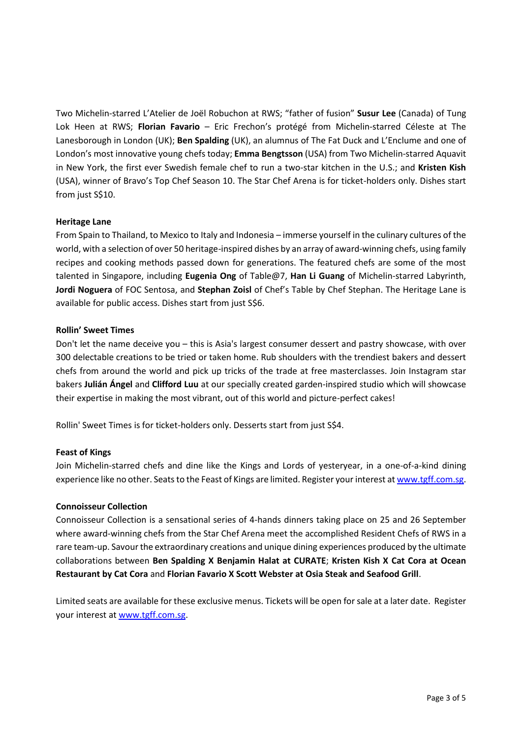Two Michelin-starred L'Atelier de Joël Robuchon at RWS; "father of fusion" **Susur Lee** (Canada) of Tung Lok Heen at RWS; **Florian Favario** – Eric Frechon's protégé from Michelin-starred Céleste at The Lanesborough in London (UK); **Ben Spalding** (UK), an alumnus of The Fat Duck and L'Enclume and one of London's most innovative young chefs today; **Emma Bengtsson** (USA) from Two Michelin-starred Aquavit in New York, the first ever Swedish female chef to run a two-star kitchen in the U.S.; and **Kristen Kish** (USA), winner of Bravo's Top Chef Season 10. The Star Chef Arena is for ticket-holders only. Dishes start from just S$10.

**Heritage Lane**

From Spain to Thailand, to Mexico to Italy and Indonesia – immerse yourself in the culinary cultures of the world, with a selection of over 50 heritage-inspired dishes by an array of award-winning chefs, using family recipes and cooking methods passed down for generations. The featured chefs are some of the most talented in Singapore, including **Eugenia Ong** of Table@7, **Han Li Guang** of Michelin-starred Labyrinth, **Jordi Noguera** of FOC Sentosa, and **Stephan Zoisl** of Chef's Table by Chef Stephan. The Heritage Lane is available for public access. Dishes start from just S$6.

**Rollin' Sweet Times**

Don't let the name deceive you – this is Asia's largest consumer dessert and pastry showcase, with over 300 delectable creations to be tried or taken home. Rub shoulders with the trendiest bakers and dessert chefs from around the world and pick up tricks of the trade at free masterclasses. Join Instagram star bakers **Julián Ángel** and **Clifford Luu** at our specially created garden-inspired studio which will showcase their expertise in making the most vibrant, out of this world and picture-perfect cakes!

Rollin' Sweet Times is for ticket-holders only. Desserts start from just S$4.

**Feast of Kings**

Join Michelin-starred chefs and dine like the Kings and Lords of yesteryear, in a one-of-a-kind dining experience like no other. Seats to the Feast of Kings are limited. Register your interest at www.tgff.com.sg.

**Connoisseur Collection**

Connoisseur Collection is a sensational series of 4-hands dinners taking place on 25 and 26 September where award-winning chefs from the Star Chef Arena meet the accomplished Resident Chefs of RWS in a rare team-up. Savour the extraordinary creations and unique dining experiences produced by the ultimate collaborations between **Ben Spalding X Benjamin Halat at CURATE**; **Kristen Kish X Cat Cora at Ocean Restaurant by Cat Cora** and **Florian Favario X Scott Webster at Osia Steak and Seafood Grill**.

Limited seats are available for these exclusive menus. Tickets will be open for sale at a later date. Register your interest at www.tgff.com.sg.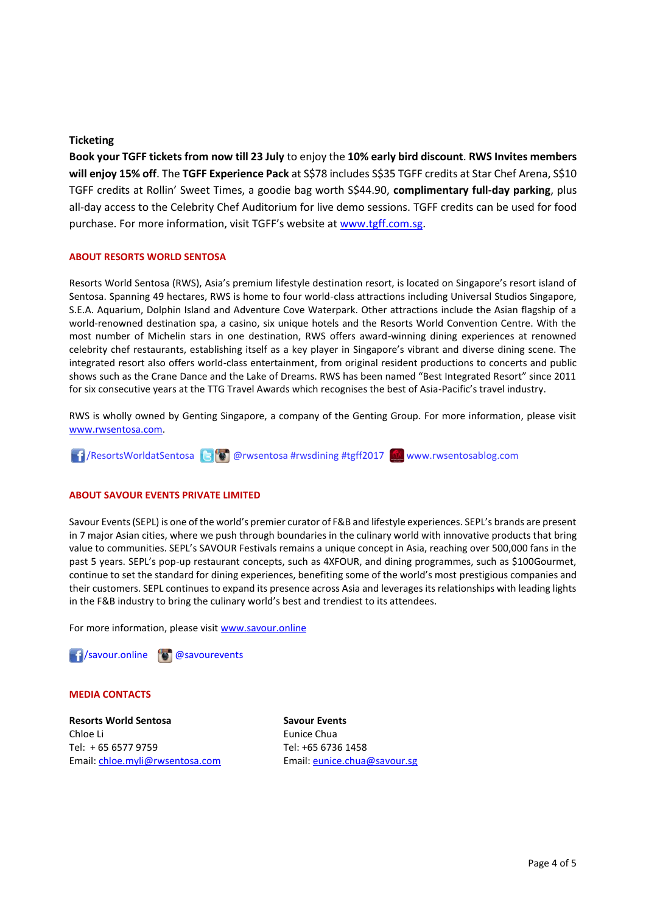**Ticketing**

**Book your TGFF tickets from now till 23 July** to enjoy the **10% early bird discount**. **RWS Invites members will enjoy 15% off**. The **TGFF Experience Pack** at S$78 includes S$35 TGFF credits at Star Chef Arena, S$10 TGFF credits at Rollin' Sweet Times, a goodie bag worth S$44.90, **complimentary full-day parking**, plus all-day access to the Celebrity Chef Auditorium for live demo sessions. TGFF credits can be used for food purchase. For more information, visit TGFF's website at www.tgff.com.sg.

## ABOUT RESORTS WORLD SENTOSA

Resorts World Sentosa (RWS), Asia's premium lifestyle destination resort, is located on Singapore's resort island of Sentosa. Spanning 49 hectares, RWS is home to four world-class attractions including Universal Studios Singapore, S.E.A. Aquarium, Dolphin Island and Adventure Cove Waterpark. Other attractions include the Asian flagship of a world-renowned destination spa, a casino, six unique hotels and the Resorts World Convention Centre. With the most number of Michelin stars in one destination, RWS offers award-winning dining experiences at renowned celebrity chef restaurants, establishing itself as a key player in Singapore's vibrant and diverse dining scene. The integrated resort also offers world-class entertainment, from original resident productions to concerts and public shows such as the Crane Dance and the Lake of Dreams. RWS has been named "Best Integrated Resort" since 2011 for six consecutive years at the TTG Travel Awards which recognises the best of Asia-Pacific's travel industry.

RWS is wholly owned by Genting Singapore, a company of the Genting Group. For more information, please visit www.rwsentosa.com.

/ResortsWorldatSentosa @rwsentosa #rwsdining #tgff2017 www.rwsentosablog.com

## ABOUT SAVOUR EVENTS PRIVATE LIMITED

Savour Events (SEPL) is one of the world's premier curator of F&B and lifestyle experiences. SEPL's brands are present in 7 major Asian cities, where we push through boundaries in the culinary world with innovative products that bring value to communities. SEPL's SAVOUR Festivals remains a unique concept in Asia, reaching over 500,000 fans in the past 5 years. SEPL's pop-up restaurant concepts, such as 4XFOUR, and dining programmes, such as $100Gourmet, continue to set the standard for dining experiences, benefiting some of the world's most prestigious companies and their customers. SEPL continues to expand its presence across Asia and leverages its relationships with leading lights in the F&B industry to bring the culinary world's best and trendiest to its attendees.

For more information, please visit www.savour.online

/savour.online @savourevents

## MEDIA CONTACTS

**Resorts World Sentosa**
Chloe Li
Tel: + 65 6577 9759
Email: chloe.myli@rwsentosa.com

**Savour Events**
Eunice Chua
Tel: +65 6736 1458
Email: eunice.chua@savour.sg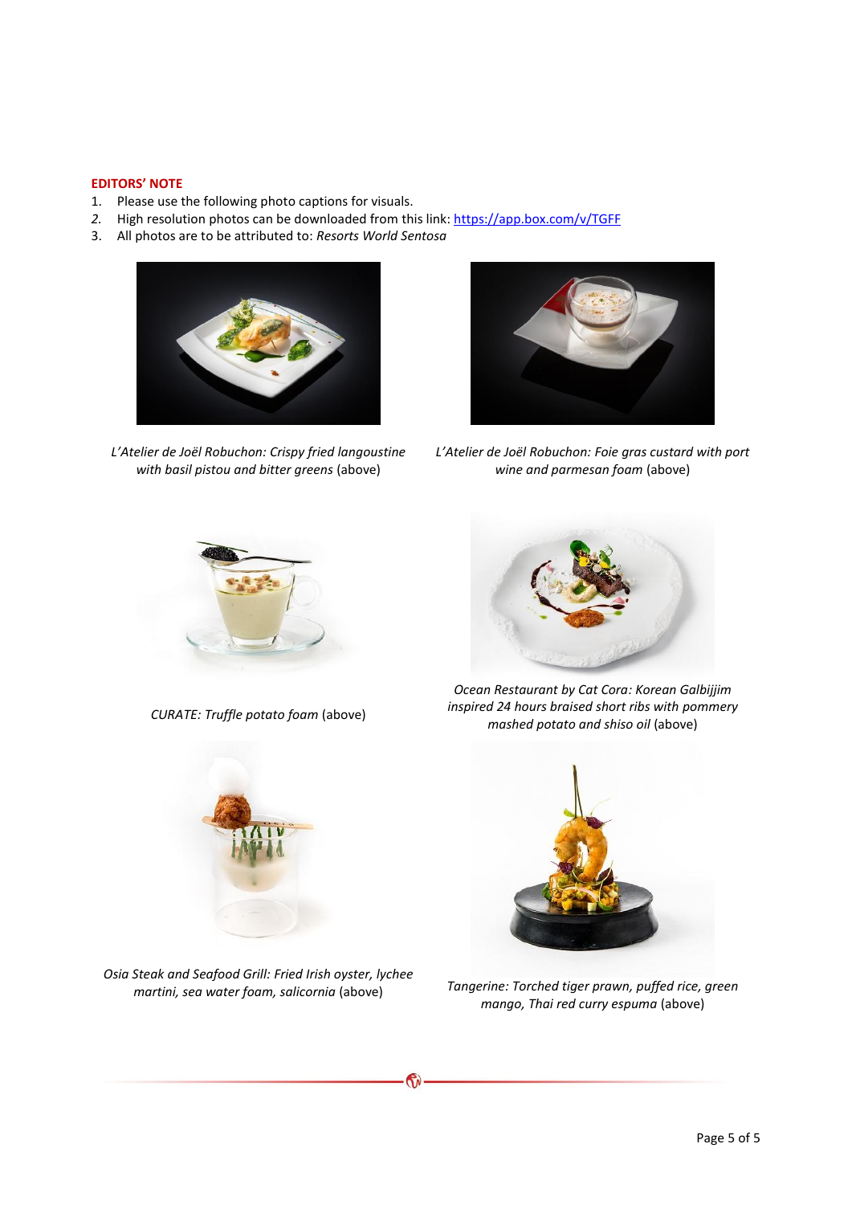**EDITORS' NOTE**

1. Please use the following photo captions for visuals.
2. High resolution photos can be downloaded from this link: [https://app.box.com/v/TGFF](https://app.box.com/v/TGFF)
3. All photos are to be attributed to: *Resorts World Sentosa*

*L'Atelier de Joël Robuchon: Crispy fried langoustine with basil pistou and bitter greens* (above)

*L'Atelier de Joël Robuchon: Foie gras custard with port wine and parmesan foam* (above)

*CURATE: Truffle potato foam* (above)

*Ocean Restaurant by Cat Cora: Korean Galbijjim inspired 24 hours braised short ribs with pommery mashed potato and shiso oil* (above)

*Osia Steak and Seafood Grill: Fried Irish oyster, lychee martini, sea water foam, salicornia* (above)

*Tangerine: Torched tiger prawn, puffed rice, green mango, Thai red curry espuma* (above)